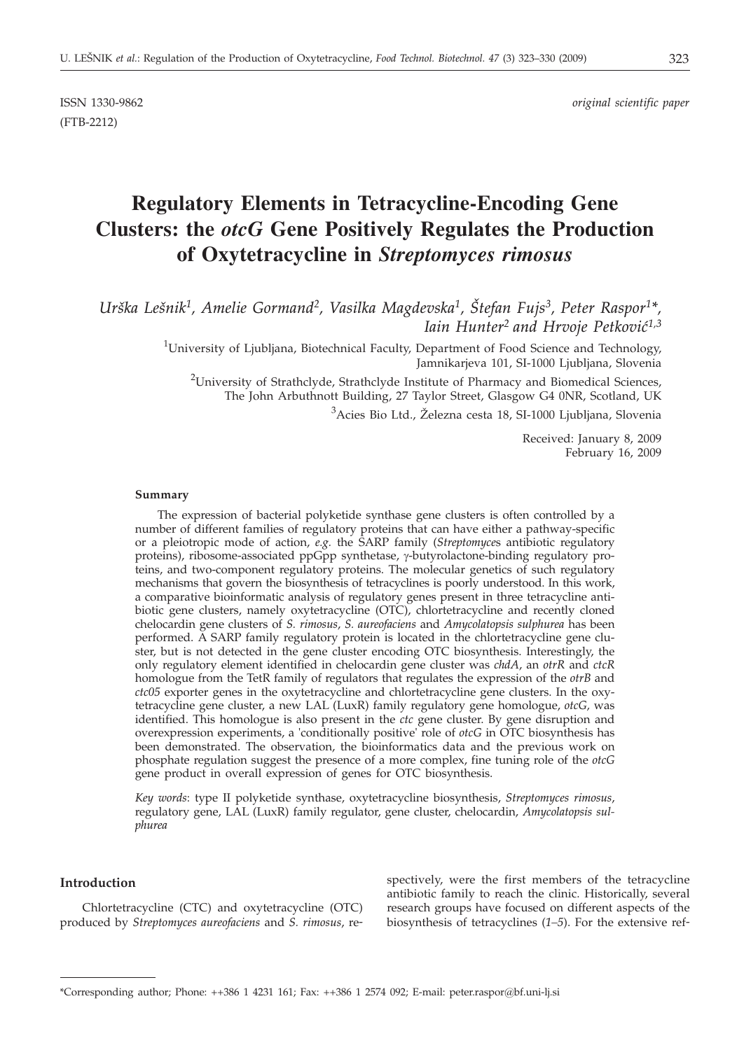ISSN 1330-9862 *original scientific paper*

(FTB-2212)

# Regulatory Elements in Tetracycline-Encoding Gene Clusters: the *otcG* Gene Positively Regulates the Production of Oxytetracycline in *Streptomyces rimosus*

*Urška Lešnik[1], Amelie Gormand[2], Vasilka Magdevska[1], Štefan Fujs[3], Peter Raspor[1]\*, Iain Hunter[2] and Hrvoje Petković[1,3]*

[1]University of Ljubljana, Biotechnical Faculty, Department of Food Science and Technology, Jamnikarjeva 101, SI-1000 Ljubljana, Slovenia

[2]University of Strathclyde, Strathclyde Institute of Pharmacy and Biomedical Sciences, The John Arbuthnott Building, 27 Taylor Street, Glasgow G4 0NR, Scotland, UK

[3]Acies Bio Ltd., Železna cesta 18, SI-1000 Ljubljana, Slovenia

Received: January 8, 2009
February 16, 2009

### Summary

The expression of bacterial polyketide synthase gene clusters is often controlled by a number of different families of regulatory proteins that can have either a pathway-specific or a pleiotropic mode of action, *e.g.* the SARP family (*Streptomyce*s antibiotic regulatory proteins), ribosome-associated ppGpp synthetase, γ-butyrolactone-binding regulatory proteins, and two-component regulatory proteins. The molecular genetics of such regulatory mechanisms that govern the biosynthesis of tetracyclines is poorly understood. In this work, a comparative bioinformatic analysis of regulatory genes present in three tetracycline antibiotic gene clusters, namely oxytetracycline (OTC), chlortetracycline and recently cloned chelocardin gene clusters of *S. rimosus*, *S. aureofaciens* and *Amycolatopsis sulphurea* has been performed. A SARP family regulatory protein is located in the chlortetracycline gene cluster, but is not detected in the gene cluster encoding OTC biosynthesis. Interestingly, the only regulatory element identified in chelocardin gene cluster was *chdA*, an *otrR* and *ctcR* homologue from the TetR family of regulators that regulates the expression of the *otrB* and *ctc05* exporter genes in the oxytetracycline and chlortetracycline gene clusters. In the oxytetracycline gene cluster, a new LAL (LuxR) family regulatory gene homologue, *otcG*, was identified. This homologue is also present in the *ctc* gene cluster. By gene disruption and overexpression experiments, a 'conditionally positive' role of *otcG* in OTC biosynthesis has been demonstrated. The observation, the bioinformatics data and the previous work on phosphate regulation suggest the presence of a more complex, fine tuning role of the *otcG* gene product in overall expression of genes for OTC biosynthesis.

*Key words*: type II polyketide synthase, oxytetracycline biosynthesis, *Streptomyces rimosus*, regulatory gene, LAL (LuxR) family regulator, gene cluster, chelocardin, *Amycolatopsis sulphurea*

## Introduction

Chlortetracycline (CTC) and oxytetracycline (OTC) produced by *Streptomyces aureofaciens* and *S. rimosus*, respectively, were the first members of the tetracycline antibiotic family to reach the clinic. Historically, several research groups have focused on different aspects of the biosynthesis of tetracyclines (*1–5*). For the extensive ref-

\*Corresponding author; Phone: ++386 1 4231 161; Fax: ++386 1 2574 092; E-mail: peter.raspor@bf.uni-lj.si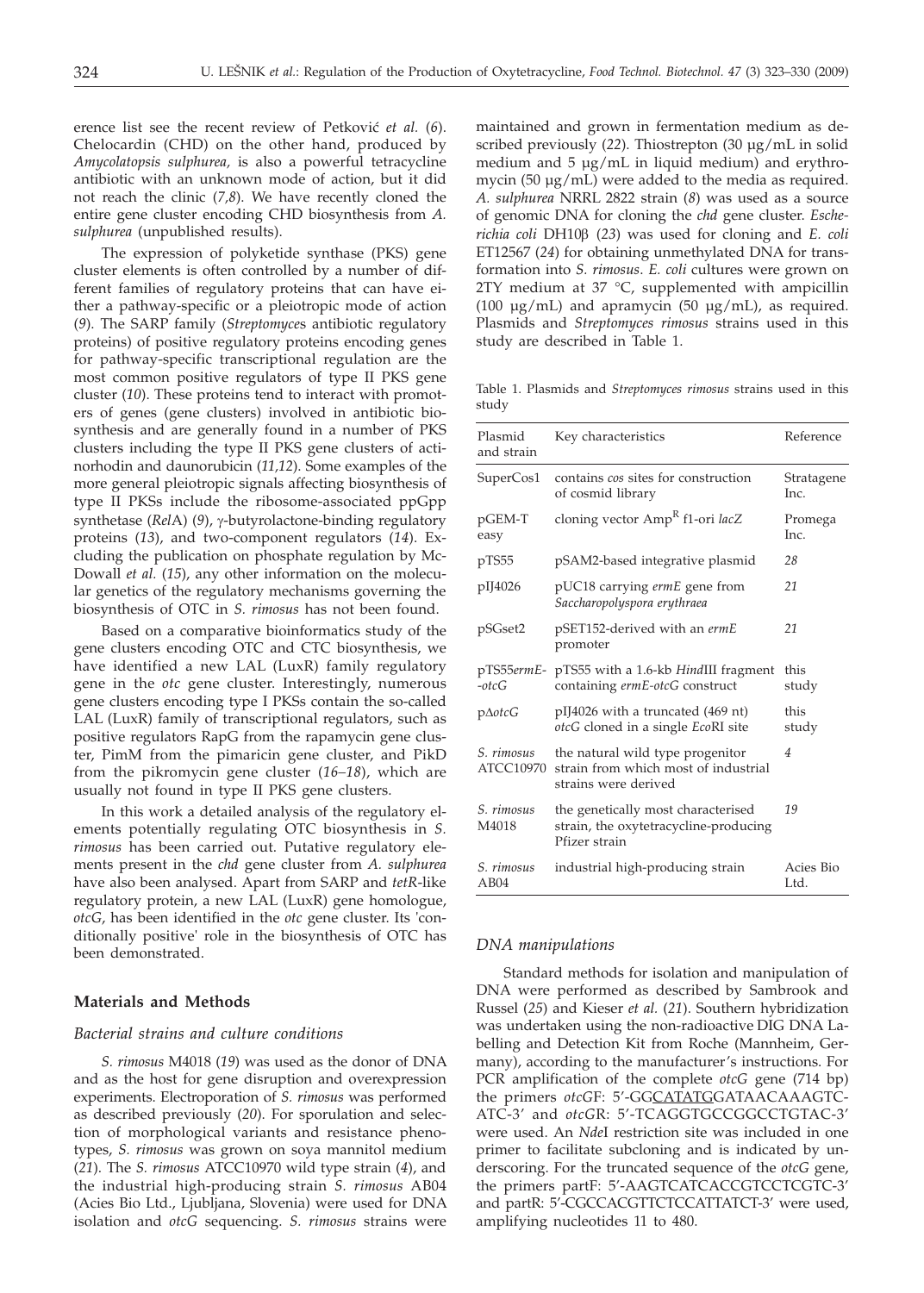erence list see the recent review of Petković *et al.* (*6*). Chelocardin (CHD) on the other hand, produced by *Amycolatopsis sulphurea*, is also a powerful tetracycline antibiotic with an unknown mode of action, but it did not reach the clinic (*7,8*). We have recently cloned the entire gene cluster encoding CHD biosynthesis from *A. sulphurea* (unpublished results).

The expression of polyketide synthase (PKS) gene cluster elements is often controlled by a number of different families of regulatory proteins that can have either a pathway-specific or a pleiotropic mode of action (*9*). The SARP family (*Streptomyce*s antibiotic regulatory proteins) of positive regulatory proteins encoding genes for pathway-specific transcriptional regulation are the most common positive regulators of type II PKS gene cluster (*10*). These proteins tend to interact with promoters of genes (gene clusters) involved in antibiotic biosynthesis and are generally found in a number of PKS clusters including the type II PKS gene clusters of actinorhodin and daunorubicin (*11,12*). Some examples of the more general pleiotropic signals affecting biosynthesis of type II PKSs include the ribosome-associated ppGpp synthetase (*Rel*A) (*9*), γ-butyrolactone-binding regulatory proteins (*13*), and two-component regulators (*14*). Excluding the publication on phosphate regulation by McDowall *et al.* (*15*), any other information on the molecular genetics of the regulatory mechanisms governing the biosynthesis of OTC in *S. rimosus* has not been found.

Based on a comparative bioinformatics study of the gene clusters encoding OTC and CTC biosynthesis, we have identified a new LAL (LuxR) family regulatory gene in the *otc* gene cluster. Interestingly, numerous gene clusters encoding type I PKSs contain the so-called LAL (LuxR) family of transcriptional regulators, such as positive regulators RapG from the rapamycin gene cluster, PimM from the pimaricin gene cluster, and PikD from the pikromycin gene cluster (*16–18*), which are usually not found in type II PKS gene clusters.

In this work a detailed analysis of the regulatory elements potentially regulating OTC biosynthesis in *S. rimosus* has been carried out. Putative regulatory elements present in the *chd* gene cluster from *A. sulphurea* have also been analysed. Apart from SARP and *tetR*-like regulatory protein, a new LAL (LuxR) gene homologue, *otcG*, has been identified in the *otc* gene cluster. Its 'conditionally positive' role in the biosynthesis of OTC has been demonstrated.

## Materials and Methods

### *Bacterial strains and culture conditions*

*S. rimosus* M4018 (*19*) was used as the donor of DNA and as the host for gene disruption and overexpression experiments. Electroporation of *S. rimosus* was performed as described previously (*20*). For sporulation and selection of morphological variants and resistance phenotypes, *S. rimosus* was grown on soya mannitol medium (*21*). The *S. rimosus* ATCC10970 wild type strain (*4*), and the industrial high-producing strain *S. rimosus* AB04 (Acies Bio Ltd., Ljubljana, Slovenia) were used for DNA isolation and *otcG* sequencing. *S. rimosus* strains were maintained and grown in fermentation medium as described previously (*22*). Thiostrepton (30 μg/mL in solid medium and 5 μg/mL in liquid medium) and erythromycin (50 μg/mL) were added to the media as required. *A. sulphurea* NRRL 2822 strain (*8*) was used as a source of genomic DNA for cloning the *chd* gene cluster. *Escherichia coli* DH10β (*23*) was used for cloning and *E. coli* ET12567 (*24*) for obtaining unmethylated DNA for transformation into *S. rimosus*. *E. coli* cultures were grown on 2TY medium at 37 °C, supplemented with ampicillin (100 μg/mL) and apramycin (50 μg/mL), as required. Plasmids and *Streptomyces rimosus* strains used in this study are described in Table 1.

Table 1. Plasmids and *Streptomyces rimosus* strains used in this study

| Plasmid and strain | Key characteristics | Reference |
|---|---|---|
| SuperCos1 | contains *cos* sites for construction of cosmid library | Stratagene Inc. |
| pGEM-T easy | cloning vector $Amp^R$ f1-ori *lacZ* | Promega Inc. |
| pTS55 | pSAM2-based integrative plasmid | *28* |
| pIJ4026 | pUC18 carrying *ermE* gene from *Saccharopolyspora erythraea* | *21* |
| pSGset2 | pSET152-derived with an *ermE* promoter | *21* |
| pTS55*ermE*-*otcG* | pTS55 with a 1.6-kb *Hin*dIII fragment containing *ermE-otcG* construct | this study |
| pΔ*otcG* | pIJ4026 with a truncated (469 nt) *otcG* cloned in a single *Eco*RI site | this study |
| *S. rimosus* ATCC10970 | the natural wild type progenitor strain from which most of industrial strains were derived | *4* |
| *S. rimosus* M4018 | the genetically most characterised strain, the oxytetracycline-producing Pfizer strain | *19* |
| *S. rimosus* AB04 | industrial high-producing strain | Acies Bio Ltd. |

### *DNA manipulations*

Standard methods for isolation and manipulation of DNA were performed as described by Sambrook and Russel (*25*) and Kieser *et al.* (*21*). Southern hybridization was undertaken using the non-radioactive DIG DNA Labelling and Detection Kit from Roche (Mannheim, Germany), according to the manufacturer's instructions. For PCR amplification of the complete *otcG* gene (714 bp) the primers *otc*GF: 5'-GGCATATGGATAACAAAGTCATC-3' and *otc*GR: 5'-TCAGGTGCCGGCCTGTAC-3' were used. An *Nde*I restriction site was included in one primer to facilitate subcloning and is indicated by underscoring. For the truncated sequence of the *otcG* gene, the primers partF: 5'-AAGTCATCACCGTCCTCGTC-3' and partR: 5'-CGCCACGTTCTCCATTATCT-3' were used, amplifying nucleotides 11 to 480.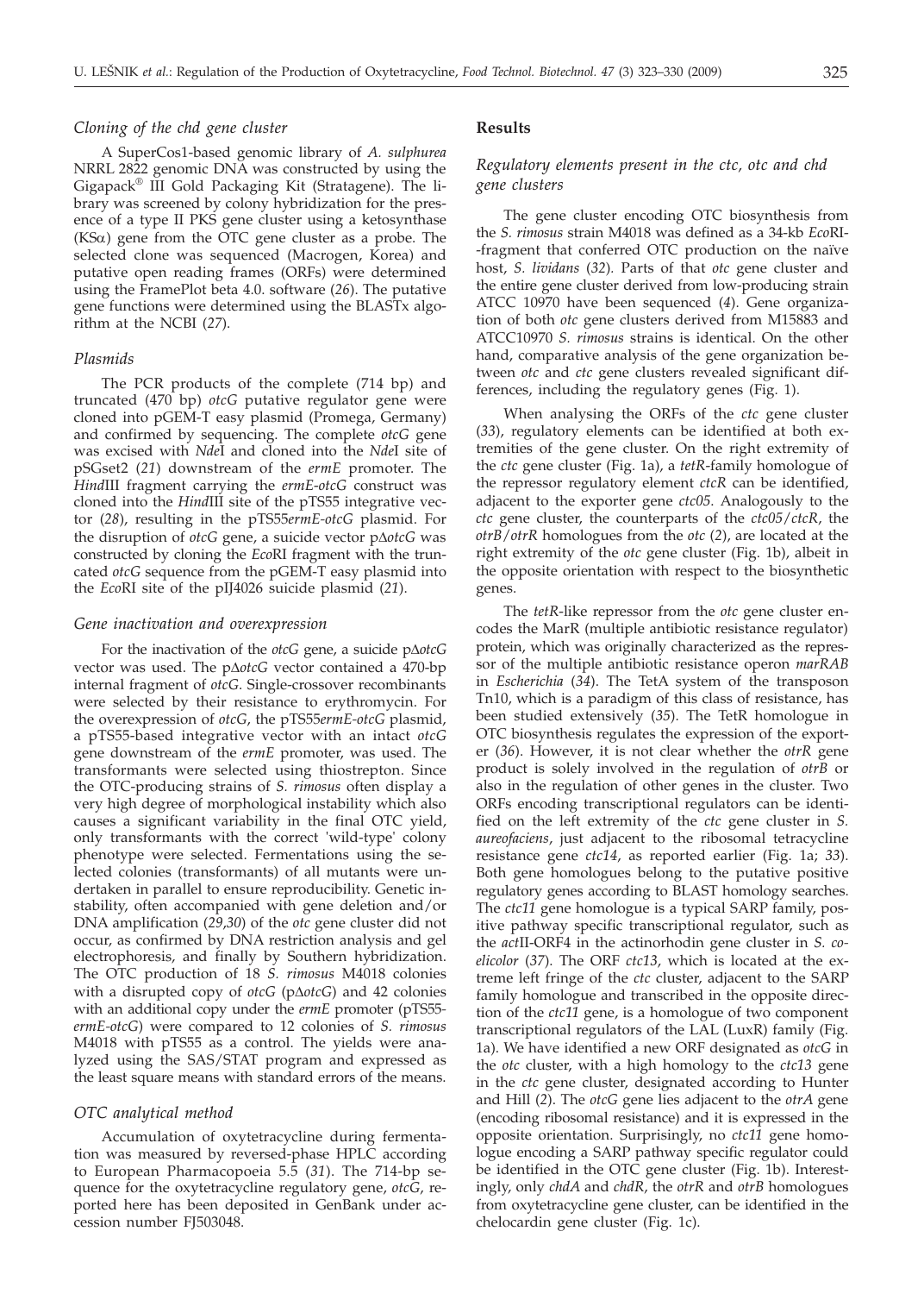### *Cloning of the chd gene cluster*

A SuperCos1-based genomic library of *A. sulphurea* NRRL 2822 genomic DNA was constructed by using the Gigapack® III Gold Packaging Kit (Stratagene). The library was screened by colony hybridization for the presence of a type II PKS gene cluster using a ketosynthase (KSα) gene from the OTC gene cluster as a probe. The selected clone was sequenced (Macrogen, Korea) and putative open reading frames (ORFs) were determined using the FramePlot beta 4.0. software (*26*). The putative gene functions were determined using the BLASTx algorithm at the NCBI (*27*).

### *Plasmids*

The PCR products of the complete (714 bp) and truncated (470 bp) *otcG* putative regulator gene were cloned into pGEM-T easy plasmid (Promega, Germany) and confirmed by sequencing. The complete *otcG* gene was excised with *Nde*I and cloned into the *Nde*I site of pSGset2 (*21*) downstream of the *ermE* promoter. The *Hind*III fragment carrying the *ermE-otcG* construct was cloned into the *Hind*III site of the pTS55 integrative vector (*28*), resulting in the pTS55*ermE-otcG* plasmid. For the disruption of *otcG* gene, a suicide vector pΔ*otcG* was constructed by cloning the *Eco*RI fragment with the truncated *otcG* sequence from the pGEM-T easy plasmid into the *Eco*RI site of the pIJ4026 suicide plasmid (*21*).

### *Gene inactivation and overexpression*

For the inactivation of the *otcG* gene, a suicide pΔ*otcG* vector was used. The pΔ*otcG* vector contained a 470-bp internal fragment of *otcG*. Single-crossover recombinants were selected by their resistance to erythromycin. For the overexpression of *otcG*, the pTS55*ermE-otcG* plasmid, a pTS55-based integrative vector with an intact *otcG* gene downstream of the *ermE* promoter, was used. The transformants were selected using thiostrepton. Since the OTC-producing strains of *S. rimosus* often display a very high degree of morphological instability which also causes a significant variability in the final OTC yield, only transformants with the correct 'wild-type' colony phenotype were selected. Fermentations using the selected colonies (transformants) of all mutants were undertaken in parallel to ensure reproducibility. Genetic instability, often accompanied with gene deletion and/or DNA amplification (*29,30*) of the *otc* gene cluster did not occur, as confirmed by DNA restriction analysis and gel electrophoresis, and finally by Southern hybridization. The OTC production of 18 *S. rimosus* M4018 colonies with a disrupted copy of *otcG* (pΔ*otcG*) and 42 colonies with an additional copy under the *ermE* promoter (pTS55-*ermE-otcG*) were compared to 12 colonies of *S. rimosus* M4018 with pTS55 as a control. The yields were analyzed using the SAS/STAT program and expressed as the least square means with standard errors of the means.

### *OTC analytical method*

Accumulation of oxytetracycline during fermentation was measured by reversed-phase HPLC according to European Pharmacopoeia 5.5 (*31*). The 714-bp sequence for the oxytetracycline regulatory gene, *otcG*, reported here has been deposited in GenBank under accession number FJ503048.

## Results

### *Regulatory elements present in the ctc, otc and chd gene clusters*

The gene cluster encoding OTC biosynthesis from the *S. rimosus* strain M4018 was defined as a 34-kb *Eco*RI-fragment that conferred OTC production on the naïve host, *S. lividans* (*32*). Parts of that *otc* gene cluster and the entire gene cluster derived from low-producing strain ATCC 10970 have been sequenced (*4*). Gene organization of both *otc* gene clusters derived from M15883 and ATCC10970 *S. rimosus* strains is identical. On the other hand, comparative analysis of the gene organization between *otc* and *ctc* gene clusters revealed significant differences, including the regulatory genes (Fig. 1).

When analysing the ORFs of the *ctc* gene cluster (*33*), regulatory elements can be identified at both extremities of the gene cluster. On the right extremity of the *ctc* gene cluster (Fig. 1a), a *tetR*-family homologue of the repressor regulatory element *ctcR* can be identified, adjacent to the exporter gene *ctc05*. Analogously to the *ctc* gene cluster, the counterparts of the *ctc05/ctcR*, the *otrB/otrR* homologues from the *otc* (*2*), are located at the right extremity of the *otc* gene cluster (Fig. 1b), albeit in the opposite orientation with respect to the biosynthetic genes.

The *tetR*-like repressor from the *otc* gene cluster encodes the MarR (multiple antibiotic resistance regulator) protein, which was originally characterized as the repressor of the multiple antibiotic resistance operon *marRAB* in *Escherichia* (*34*). The TetA system of the transposon Tn10, which is a paradigm of this class of resistance, has been studied extensively (*35*). The TetR homologue in OTC biosynthesis regulates the expression of the exporter (*36*). However, it is not clear whether the *otrR* gene product is solely involved in the regulation of *otrB* or also in the regulation of other genes in the cluster. Two ORFs encoding transcriptional regulators can be identified on the left extremity of the *ctc* gene cluster in *S. aureofaciens*, just adjacent to the ribosomal tetracycline resistance gene *ctc14*, as reported earlier (Fig. 1a; *33*). Both gene homologues belong to the putative positive regulatory genes according to BLAST homology searches. The *ctc11* gene homologue is a typical SARP family, positive pathway specific transcriptional regulator, such as the *act*II-ORF4 in the actinorhodin gene cluster in *S. coelicolor* (*37*). The ORF *ctc13*, which is located at the extreme left fringe of the *ctc* cluster, adjacent to the SARP family homologue and transcribed in the opposite direction of the *ctc11* gene, is a homologue of two component transcriptional regulators of the LAL (LuxR) family (Fig. 1a). We have identified a new ORF designated as *otcG* in the *otc* cluster, with a high homology to the *ctc13* gene in the *ctc* gene cluster, designated according to Hunter and Hill (*2*). The *otcG* gene lies adjacent to the *otrA* gene (encoding ribosomal resistance) and it is expressed in the opposite orientation. Surprisingly, no *ctc11* gene homologue encoding a SARP pathway specific regulator could be identified in the OTC gene cluster (Fig. 1b). Interestingly, only *chdA* and *chdR*, the *otrR* and *otrB* homologues from oxytetracycline gene cluster, can be identified in the chelocardin gene cluster (Fig. 1c).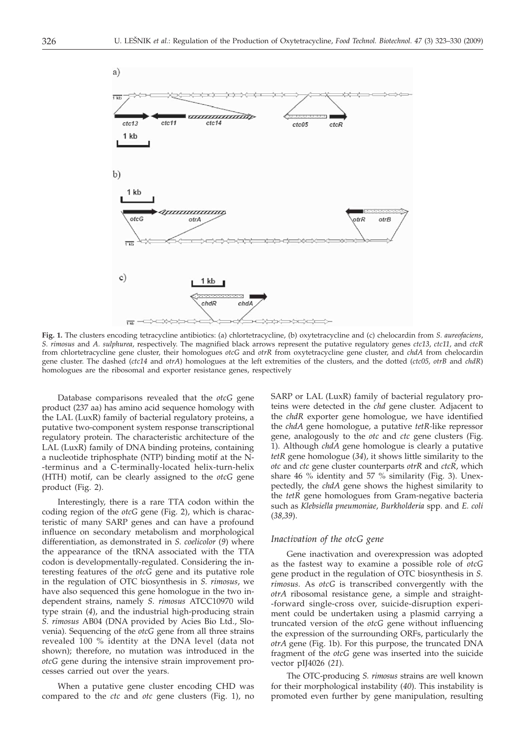**Fig. 1.** The clusters encoding tetracycline antibiotics: (a) chlortetracycline, (b) oxytetracycline and (c) chelocardin from *S. aureofaciens*, *S. rimosus* and *A. sulphurea*, respectively. The magnified black arrows represent the putative regulatory genes *ctc13*, *ctc11*, and *ctcR* from chlortetracycline gene cluster, their homologues *otcG* and *otrR* from oxytetracycline gene cluster, and *chdA* from chelocardin gene cluster. The dashed (*ctc14* and *otrA*) homologues at the left extremities of the clusters, and the dotted (*ctc05*, *otrB* and *chdR*) homologues are the ribosomal and exporter resistance genes, respectively

Database comparisons revealed that the *otcG* gene product (237 aa) has amino acid sequence homology with the LAL (LuxR) family of bacterial regulatory proteins, a putative two-component system response transcriptional regulatory protein. The characteristic architecture of the LAL (LuxR) family of DNA binding proteins, containing a nucleotide triphosphate (NTP) binding motif at the N-terminus and a C-terminally-located helix-turn-helix (HTH) motif, can be clearly assigned to the *otcG* gene product (Fig. 2).

Interestingly, there is a rare TTA codon within the coding region of the *otcG* gene (Fig. 2), which is characteristic of many SARP genes and can have a profound influence on secondary metabolism and morphological differentiation, as demonstrated in *S. coelicolor* (*9*) where the appearance of the tRNA associated with the TTA codon is developmentally-regulated. Considering the interesting features of the *otcG* gene and its putative role in the regulation of OTC biosynthesis in *S. rimosus*, we have also sequenced this gene homologue in the two independent strains, namely *S. rimosus* ATCC10970 wild type strain (*4*), and the industrial high-producing strain *S. rimosus* AB04 (DNA provided by Acies Bio Ltd., Slovenia). Sequencing of the *otcG* gene from all three strains revealed 100 % identity at the DNA level (data not shown); therefore, no mutation was introduced in the *otcG* gene during the intensive strain improvement processes carried out over the years.

When a putative gene cluster encoding CHD was compared to the *ctc* and *otc* gene clusters (Fig. 1), no SARP or LAL (LuxR) family of bacterial regulatory proteins were detected in the *chd* gene cluster. Adjacent to the *chdR* exporter gene homologue, we have identified the *chdA* gene homologue, a putative *tetR*-like repressor gene, analogously to the *otc* and *ctc* gene clusters (Fig. 1). Although *chdA* gene homologue is clearly a putative *tetR* gene homologue (*34*), it shows little similarity to the *otc* and *ctc* gene cluster counterparts *otrR* and *ctcR*, which share 46 % identity and 57 % similarity (Fig. 3). Unexpectedly, the *chdA* gene shows the highest similarity to the *tetR* gene homologues from Gram-negative bacteria such as *Klebsiella pneumoniae*, *Burkholderia* spp. and *E. coli* (*38,39*).

### *Inactivation of the otcG gene*

Gene inactivation and overexpression was adopted as the fastest way to examine a possible role of *otcG* gene product in the regulation of OTC biosynthesis in *S. rimosus*. As *otcG* is transcribed convergently with the *otrA* ribosomal resistance gene, a simple and straight-forward single-cross over, suicide-disruption experiment could be undertaken using a plasmid carrying a truncated version of the *otcG* gene without influencing the expression of the surrounding ORFs, particularly the *otrA* gene (Fig. 1b). For this purpose, the truncated DNA fragment of the *otcG* gene was inserted into the suicide vector pIJ4026 (*21*).

The OTC-producing *S. rimosus* strains are well known for their morphological instability (*40*). This instability is promoted even further by gene manipulation, resulting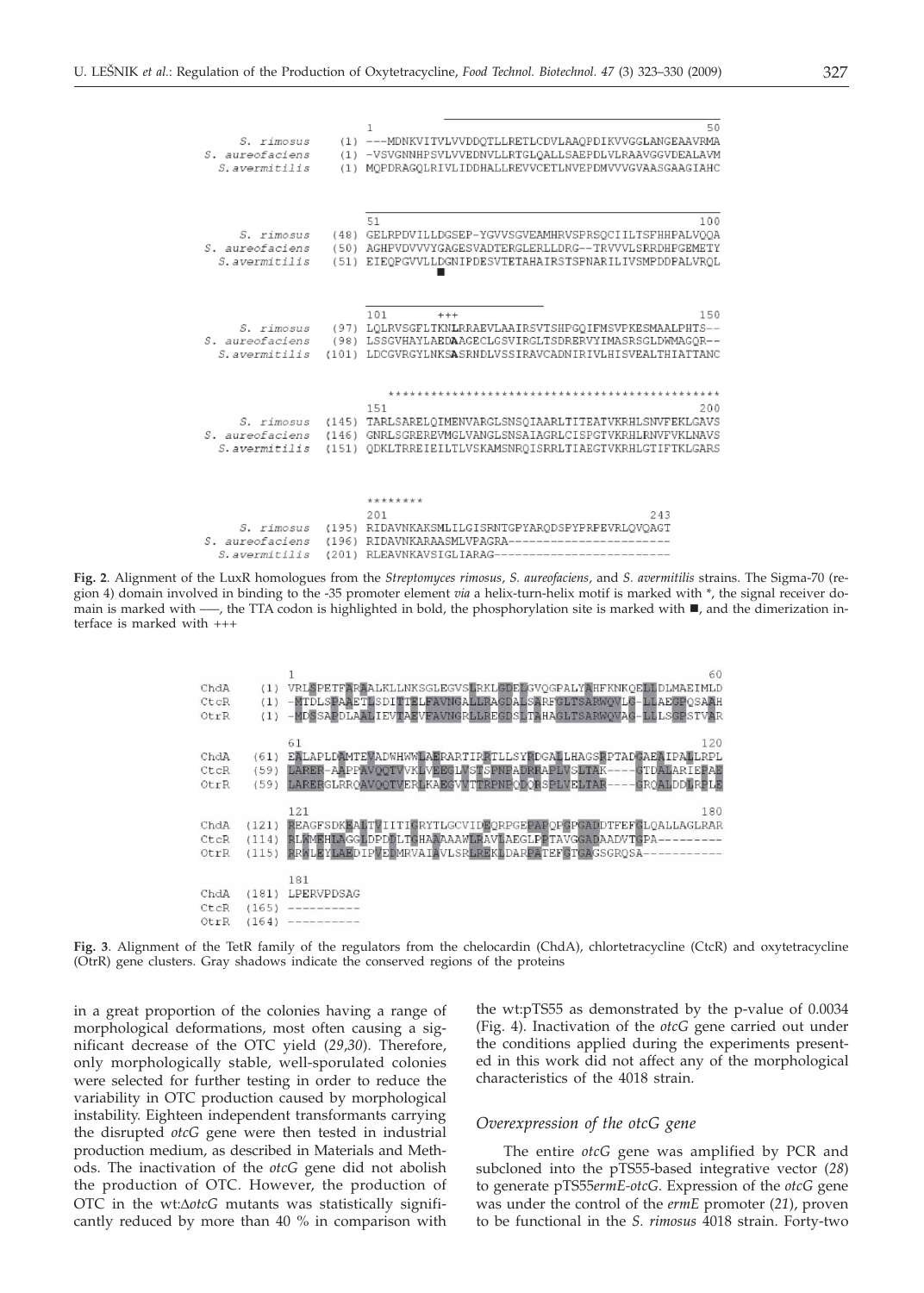```
                 1                                                  50
    S. rimosus   (1) ---MDNKVITVLVVDDQTLLRETLCDVLAAQPDIKVVGGLANGEAAVRMA
S. aureofaciens  (1) -VSVGNNHPSVLVVEDNVLLRTGLQALLSAEPDLVLRAAVGGVDEALAVM
  S.avermitilis  (1) MQPDRAGQLRIVLIDDHALLREVVCETLNVEPDMVVVGVAASGAAGIAHC

                 51                                                100
    S. rimosus  (48) GELRPDVILLDGSEP-YGVVSGVEAMHRVSPRSQCIILTSFHHPALVQQA
S. aureofaciens (50) AGHPVDVVVYGAGESVADTERGLERLLDRG--TRVVVLSRRDHPGEMETY
  S.avermitilis (51) EIEQPGVVLLDGNIPDESVTETAHAIRSTSPNARILIVSMPDDPALVRQL

                 101      +++                                      150
    S. rimosus  (97) LQLRVSGFLTKNLRRAEVLAAIRSVTSHPGQIFMSVPKESMAALPHTS--
S. aureofaciens (98) LSSGVHAYLAEDAAGECLGSVIRGLTSDRERVYIMASRSGLDWMAGQR--
  S.avermitilis (101) LDCGVRGYLNKSASRNDLVSSIRAVCADNIRIVLHISVEALTHIATTANC

                 **************************************************
                 151                                               200
    S. rimosus  (145) TARLSARELQIMENVARGLSNSQIAARLTITEATVKRHLSNVFEKLGAVS
S. aureofaciens (146) GNRLSGREREVMGLVANGLSNSAIAGRLCISPGTVKRHLRNVFVKLNAVS
  S.avermitilis (151) QDKLTRREIEILTLVSKAMSNRQISRRLTIAEGTVKRHLGTIFTKLGARS

                 ********
                 201                                           243
    S. rimosus  (195) RIDAVNKAKSMLILGISRNTGPYARQDSPYPRPEVRLQVQAGT
S. aureofaciens (196) RIDAVNKARAASMLVPAGRA-----------------------
  S.avermitilis (201) RLEAVNKAVSIGLIARAG-------------------------
```

**Fig. 2**. Alignment of the LuxR homologues from the *Streptomyces rimosus*, *S. aureofaciens*, and *S. avermitilis* strains. The Sigma-70 (region 4) domain involved in binding to the -35 promoter element *via* a helix-turn-helix motif is marked with *, the signal receiver domain is marked with ––, the TTA codon is highlighted in bold, the phosphorylation site is marked with ■, and the dimerization interface is marked with +++

```
          1                                                           60
ChdA   (1) VRLSPETFARAALKLLNKSGLEGVSLRKLGDELGVQGPALYAHFKNKQELLDLMAEIMLD
CtcR   (1) -MTDLSPAAETLSDITELFAVNGALLRAGDALSARFGLTSARWQVLG-LLAEGPQSAAH
OtrR   (1) -MDSSAPDLAALIEVTAEVFAVNGRLLREGDSLTAHAGLTSARWQVAG-LLLSGPSTVAR

          61                                                         120
ChdA  (61) EALAPLDAMTEVADWHWWLAERARTIRRTLLSYRDGALLHAGSRPTADGAEAIPALLRPL
CtcR  (59) LARER-AAPPAVQQTVVKLVEEGLVSTSPNPADRRAPLVSLTAK----GTDALARIEPAE
OtrR  (59) LARERGLRRQAVQQTVERLKAEGVVTTRPNPQDQRSPLVELTAR----GRQALDDLRPLE

          121                                                        180
ChdA (121) REAGFSDKEALTVIITIGRYTLGCVIDEQRPGEPAPQPGPGADDTFEFGLQALLAGLRAR
CtcR (114) RLWMEHLAGGLDPDDLTGHAAAAAWLRAVLAEGLPPTAVGGADAADVTGPA---------
OtrR (115) RRWLEYLAEDIPVEDMRVAIAVLSRLREKLDARPATEFGTGAGSGRQSA-----------

          181
ChdA (181) LPERVPDSAG
CtcR (165) ----------
OtrR (164) ----------
```

**Fig. 3**. Alignment of the TetR family of the regulators from the chelocardin (ChdA), chlortetracycline (CtcR) and oxytetracycline (OtrR) gene clusters. Gray shadows indicate the conserved regions of the proteins

in a great proportion of the colonies having a range of morphological deformations, most often causing a significant decrease of the OTC yield (*29,30*). Therefore, only morphologically stable, well-sporulated colonies were selected for further testing in order to reduce the variability in OTC production caused by morphological instability. Eighteen independent transformants carrying the disrupted *otcG* gene were then tested in industrial production medium, as described in Materials and Methods. The inactivation of the *otcG* gene did not abolish the production of OTC. However, the production of OTC in the wt:Δ*otcG* mutants was statistically significantly reduced by more than 40 % in comparison with the wt:pTS55 as demonstrated by the p-value of 0.0034 (Fig. 4). Inactivation of the *otcG* gene carried out under the conditions applied during the experiments presented in this work did not affect any of the morphological characteristics of the 4018 strain.

### *Overexpression of the otcG gene*

The entire *otcG* gene was amplified by PCR and subcloned into the pTS55-based integrative vector (*28*) to generate pTS55*ermE-otcG*. Expression of the *otcG* gene was under the control of the *ermE* promoter (*21*), proven to be functional in the *S. rimosus* 4018 strain. Forty-two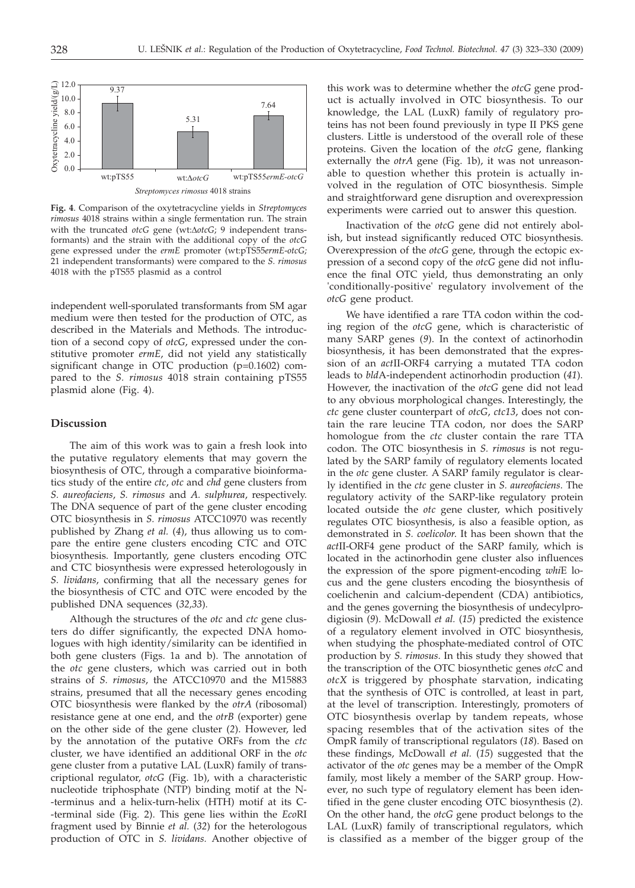Oxytetracycline yield/(g/L)

| Strain | Oxytetracycline yield/(g/L) |
|---|---|
| wt:pTS55 | 9.37 |
| wt:Δ*otcG* | 5.31 |
| wt:pTS55*ermE-otcG* | 7.64 |

*Streptomyces rimosus* 4018 strains

**Fig. 4**. Comparison of the oxytetracycline yields in *Streptomyces rimosus* 4018 strains within a single fermentation run. The strain with the truncated *otcG* gene (wt:Δ*otcG*; 9 independent transformants) and the strain with the additional copy of the *otcG* gene expressed under the *ermE* promoter (wt:pTS55*ermE-otcG*; 21 independent transformants) were compared to the *S. rimosus* 4018 with the pTS55 plasmid as a control

independent well-sporulated transformants from SM agar medium were then tested for the production of OTC, as described in the Materials and Methods. The introduction of a second copy of *otcG*, expressed under the constitutive promoter *ermE*, did not yield any statistically significant change in OTC production ($p=0.1602$) compared to the *S. rimosus* 4018 strain containing pTS55 plasmid alone (Fig. 4).

## Discussion

The aim of this work was to gain a fresh look into the putative regulatory elements that may govern the biosynthesis of OTC, through a comparative bioinformatics study of the entire *ctc*, *otc* and *chd* gene clusters from *S. aureofaciens*, *S. rimosus* and *A. sulphurea*, respectively. The DNA sequence of part of the gene cluster encoding OTC biosynthesis in *S. rimosus* ATCC10970 was recently published by Zhang *et al.* (*4*), thus allowing us to compare the entire gene clusters encoding CTC and OTC biosynthesis. Importantly, gene clusters encoding OTC and CTC biosynthesis were expressed heterologously in *S. lividans*, confirming that all the necessary genes for the biosynthesis of CTC and OTC were encoded by the published DNA sequences (*32,33*).

Although the structures of the *otc* and *ctc* gene clusters do differ significantly, the expected DNA homologues with high identity/similarity can be identified in both gene clusters (Figs. 1a and b). The annotation of the *otc* gene clusters, which was carried out in both strains of *S. rimosus*, the ATCC10970 and the M15883 strains, presumed that all the necessary genes encoding OTC biosynthesis were flanked by the *otrA* (ribosomal) resistance gene at one end, and the *otrB* (exporter) gene on the other side of the gene cluster (*2*). However, led by the annotation of the putative ORFs from the *ctc* cluster, we have identified an additional ORF in the *otc* gene cluster from a putative LAL (LuxR) family of transcriptional regulator, *otcG* (Fig. 1b), with a characteristic nucleotide triphosphate (NTP) binding motif at the N--terminus and a helix-turn-helix (HTH) motif at its C--terminal side (Fig. 2). This gene lies within the *Eco*RI fragment used by Binnie *et al.* (*32*) for the heterologous production of OTC in *S. lividans.* Another objective of this work was to determine whether the *otcG* gene product is actually involved in OTC biosynthesis. To our knowledge, the LAL (LuxR) family of regulatory proteins has not been found previously in type II PKS gene clusters. Little is understood of the overall role of these proteins. Given the location of the *otcG* gene, flanking externally the *otrA* gene (Fig. 1b), it was not unreasonable to question whether this protein is actually involved in the regulation of OTC biosynthesis. Simple and straightforward gene disruption and overexpression experiments were carried out to answer this question.

Inactivation of the *otcG* gene did not entirely abolish, but instead significantly reduced OTC biosynthesis. Overexpression of the *otcG* gene, through the ectopic expression of a second copy of the *otcG* gene did not influence the final OTC yield, thus demonstrating an only 'conditionally-positive' regulatory involvement of the *otcG* gene product.

We have identified a rare TTA codon within the coding region of the *otcG* gene, which is characteristic of many SARP genes (*9*). In the context of actinorhodin biosynthesis, it has been demonstrated that the expression of an *act*II-ORF4 carrying a mutated TTA codon leads to *bldA*-independent actinorhodin production (*41*). However, the inactivation of the *otcG* gene did not lead to any obvious morphological changes. Interestingly, the *ctc* gene cluster counterpart of *otcG*, *ctc13*, does not contain the rare leucine TTA codon, nor does the SARP homologue from the *ctc* cluster contain the rare TTA codon. The OTC biosynthesis in *S. rimosus* is not regulated by the SARP family of regulatory elements located in the *otc* gene cluster. A SARP family regulator is clearly identified in the *ctc* gene cluster in *S. aureofaciens*. The regulatory activity of the SARP-like regulatory protein located outside the *otc* gene cluster, which positively regulates OTC biosynthesis, is also a feasible option, as demonstrated in *S. coelicolor.* It has been shown that the *act*II-ORF4 gene product of the SARP family, which is located in the actinorhodin gene cluster also influences the expression of the spore pigment-encoding *whi*E locus and the gene clusters encoding the biosynthesis of coelichenin and calcium-dependent (CDA) antibiotics, and the genes governing the biosynthesis of undecylprodigiosin (*9*). McDowall *et al.* (*15*) predicted the existence of a regulatory element involved in OTC biosynthesis, when studying the phosphate-mediated control of OTC production by *S. rimosus.* In this study they showed that the transcription of the OTC biosynthetic genes *otcC* and *otcX* is triggered by phosphate starvation, indicating that the synthesis of OTC is controlled, at least in part, at the level of transcription. Interestingly, promoters of OTC biosynthesis overlap by tandem repeats, whose spacing resembles that of the activation sites of the OmpR family of transcriptional regulators (*18*). Based on these findings, McDowall *et al.* (*15*) suggested that the activator of the *otc* genes may be a member of the OmpR family, most likely a member of the SARP group. However, no such type of regulatory element has been identified in the gene cluster encoding OTC biosynthesis (*2*). On the other hand, the *otcG* gene product belongs to the LAL (LuxR) family of transcriptional regulators, which is classified as a member of the bigger group of the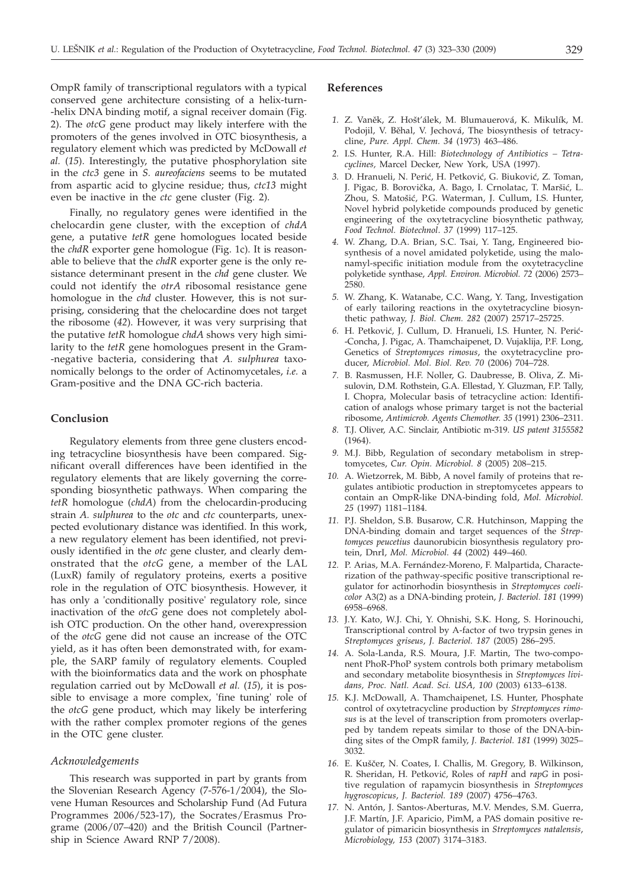OmpR family of transcriptional regulators with a typical conserved gene architecture consisting of a helix-turn-helix DNA binding motif, a signal receiver domain (Fig. 2). The *otcG* gene product may likely interfere with the promoters of the genes involved in OTC biosynthesis, a regulatory element which was predicted by McDowall *et al.* (*15*). Interestingly, the putative phosphorylation site in the *ctc3* gene in *S. aureofaciens* seems to be mutated from aspartic acid to glycine residue; thus, *ctc13* might even be inactive in the *ctc* gene cluster (Fig. 2).

Finally, no regulatory genes were identified in the chelocardin gene cluster, with the exception of *chdA* gene, a putative *tetR* gene homologues located beside the *chdR* exporter gene homologue (Fig. 1c). It is reasonable to believe that the *chdR* exporter gene is the only resistance determinant present in the *chd* gene cluster. We could not identify the *otrA* ribosomal resistance gene homologue in the *chd* cluster. However, this is not surprising, considering that the chelocardine does not target the ribosome (*42*). However, it was very surprising that the putative *tetR* homologue *chdA* shows very high similarity to the *tetR* gene homologues present in the Gram-negative bacteria, considering that *A. sulphurea* taxonomically belongs to the order of Actinomycetales, *i.e.* a Gram-positive and the DNA GC-rich bacteria.

## Conclusion

Regulatory elements from three gene clusters encoding tetracycline biosynthesis have been compared. Significant overall differences have been identified in the regulatory elements that are likely governing the corresponding biosynthetic pathways. When comparing the *tetR* homologue (*chdA*) from the chelocardin-producing strain *A. sulphurea* to the *otc* and *ctc* counterparts, unexpected evolutionary distance was identified. In this work, a new regulatory element has been identified, not previously identified in the *otc* gene cluster, and clearly demonstrated that the *otcG* gene, a member of the LAL (LuxR) family of regulatory proteins, exerts a positive role in the regulation of OTC biosynthesis. However, it has only a 'conditionally positive' regulatory role, since inactivation of the *otcG* gene does not completely abolish OTC production. On the other hand, overexpression of the *otcG* gene did not cause an increase of the OTC yield, as it has often been demonstrated with, for example, the SARP family of regulatory elements. Coupled with the bioinformatics data and the work on phosphate regulation carried out by McDowall *et al.* (*15*), it is possible to envisage a more complex, 'fine tuning' role of the *otcG* gene product, which may likely be interfering with the rather complex promoter regions of the genes in the OTC gene cluster.

### *Acknowledgements*

This research was supported in part by grants from the Slovenian Research Agency (7-576-1/2004), the Slovene Human Resources and Scholarship Fund (Ad Futura Programmes 2006/523-17), the Socrates/Erasmus Programe (2006/07–420) and the British Council (Partnership in Science Award RNP 7/2008).

## References

1. Z. Vaněk, Z. Hošt'álek, M. Blumauerová, K. Mikulík, M. Podojil, V. Běhal, V. Jechová, The biosynthesis of tetracycline, *Pure. Appl. Chem. 34* (1973) 463–486.
2. I.S. Hunter, R.A. Hill: *Biotechnology of Antibiotics – Tetracyclines*, Marcel Decker, New York, USA (1997).
3. D. Hranueli, N. Perić, H. Petković, G. Biuković, Z. Toman, J. Pigac, B. Borovička, A. Bago, I. Crnolatac, T. Maršić, L. Zhou, S. Matošić, P.G. Waterman, J. Cullum, I.S. Hunter, Novel hybrid polyketide compounds produced by genetic engineering of the oxytetracycline biosynthetic pathway, *Food Technol. Biotechnol. 37* (1999) 117–125.
4. W. Zhang, D.A. Brian, S.C. Tsai, Y. Tang, Engineered biosynthesis of a novel amidated polyketide, using the malonamyl-specific initiation module from the oxytetracycline polyketide synthase, *Appl. Environ. Microbiol. 72* (2006) 2573–2580.
5. W. Zhang, K. Watanabe, C.C. Wang, Y. Tang, Investigation of early tailoring reactions in the oxytetracycline biosynthetic pathway, *J. Biol. Chem. 282* (2007) 25717–25725.
6. H. Petković, J. Cullum, D. Hranueli, I.S. Hunter, N. Perić-Concha, J. Pigac, A. Thamchaipenet, D. Vujaklija, P.F. Long, Genetics of *Streptomyces rimosus*, the oxytetracycline producer, *Microbiol. Mol. Biol. Rev. 70* (2006) 704–728.
7. B. Rasmussen, H.F. Noller, G. Daubresse, B. Oliva, Z. Misulovin, D.M. Rothstein, G.A. Ellestad, Y. Gluzman, F.P. Tally, I. Chopra, Molecular basis of tetracycline action: Identification of analogs whose primary target is not the bacterial ribosome, *Antimicrob. Agents Chemother. 35* (1991) 2306–2311.
8. T.J. Oliver, A.C. Sinclair, Antibiotic m-319. *US patent 3155582* (1964).
9. M.J. Bibb, Regulation of secondary metabolism in streptomycetes, *Cur. Opin. Microbiol. 8* (2005) 208–215.
10. A. Wietzorrek, M. Bibb, A novel family of proteins that regulates antibiotic production in streptomycetes appears to contain an OmpR-like DNA-binding fold, *Mol. Microbiol. 25* (1997) 1181–1184.
11. P.J. Sheldon, S.B. Busarow, C.R. Hutchinson, Mapping the DNA-binding domain and target sequences of the *Streptomyces peucetius* daunorubicin biosynthesis regulatory protein, DnrI, *Mol. Microbiol. 44* (2002) 449–460.
12. P. Arias, M.A. Fernández-Moreno, F. Malpartida, Characterization of the pathway-specific positive transcriptional regulator for actinorhodin biosynthesis in *Streptomyces coelicolor* A3(2) as a DNA-binding protein, *J. Bacteriol. 181* (1999) 6958–6968.
13. J.Y. Kato, W.J. Chi, Y. Ohnishi, S.K. Hong, S. Horinouchi, Transcriptional control by A-factor of two trypsin genes in *Streptomyces griseus*, *J. Bacteriol. 187* (2005) 286–295.
14. A. Sola-Landa, R.S. Moura, J.F. Martin, The two-component PhoR-PhoP system controls both primary metabolism and secondary metabolite biosynthesis in *Streptomyces lividans*, *Proc. Natl. Acad. Sci. USA, 100* (2003) 6133–6138.
15. K.J. McDowall, A. Thamchaipenet, I.S. Hunter, Phosphate control of oxytetracycline production by *Streptomyces rimosus* is at the level of transcription from promoters overlapped by tandem repeats similar to those of the DNA-binding sites of the OmpR family, *J. Bacteriol. 181* (1999) 3025–3032.
16. E. Kuščer, N. Coates, I. Challis, M. Gregory, B. Wilkinson, R. Sheridan, H. Petković, Roles of *rapH* and *rapG* in positive regulation of rapamycin biosynthesis in *Streptomyces hygroscopicus*, *J. Bacteriol. 189* (2007) 4756–4763.
17. N. Antón, J. Santos-Aberturas, M.V. Mendes, S.M. Guerra, J.F. Martín, J.F. Aparicio, PimM, a PAS domain positive regulator of pimaricin biosynthesis in *Streptomyces natalensis*, *Microbiology, 153* (2007) 3174–3183.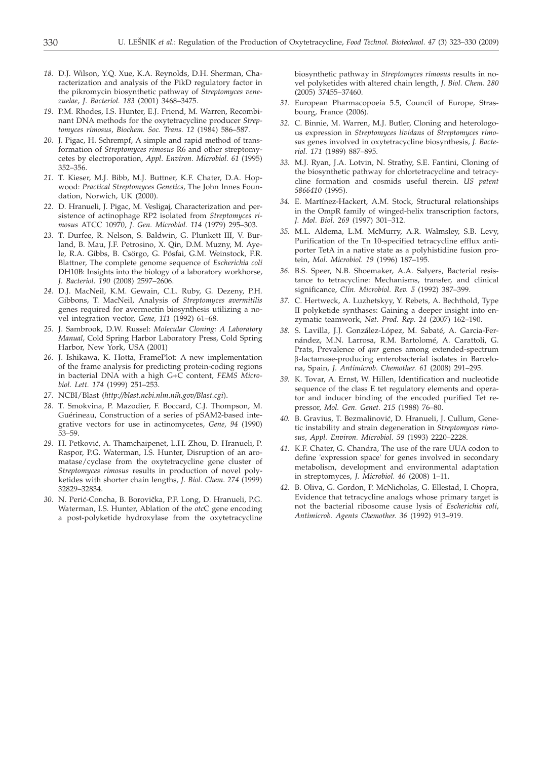18. D.J. Wilson, Y.Q. Xue, K.A. Reynolds, D.H. Sherman, Characterization and analysis of the PikD regulatory factor in the pikromycin biosynthetic pathway of *Streptomyces venezuelae*, *J. Bacteriol. 183* (2001) 3468–3475.

19. P.M. Rhodes, I.S. Hunter, E.J. Friend, M. Warren, Recombinant DNA methods for the oxytetracycline producer *Streptomyces rimosus*, *Biochem. Soc. Trans. 12* (1984) 586–587.

20. J. Pigac, H. Schrempf, A simple and rapid method of transformation of *Streptomyces rimosus* R6 and other streptomycetes by electroporation, *Appl. Environ. Microbiol. 61* (1995) 352–356.

21. T. Kieser, M.J. Bibb, M.J. Buttner, K.F. Chater, D.A. Hopwood: *Practical Streptomyces Genetics*, The John Innes Foundation, Norwich, UK (2000).

22. D. Hranueli, J. Pigac, M. Vesligaj, Characterization and persistence of actinophage RP2 isolated from *Streptomyces rimosus* ATCC 10970, *J. Gen. Microbiol. 114* (1979) 295–303.

23. T. Durfee, R. Nelson, S. Baldwin, G. Plunkett III, V. Burland, B. Mau, J.F. Petrosino, X. Qin, D.M. Muzny, M. Ayele, R.A. Gibbs, B. Csörgo, G. Pósfai, G.M. Weinstock, F.R. Blattner, The complete genome sequence of *Escherichia coli* DH10B: Insights into the biology of a laboratory workhorse, *J. Bacteriol. 190* (2008) 2597–2606.

24. D.J. MacNeil, K.M. Gewain, C.L. Ruby, G. Dezeny, P.H. Gibbons, T. MacNeil, Analysis of *Streptomyces avermitilis* genes required for avermectin biosynthesis utilizing a novel integration vector, *Gene, 111* (1992) 61–68.

25. J. Sambrook, D.W. Russel: *Molecular Cloning: A Laboratory Manual*, Cold Spring Harbor Laboratory Press, Cold Spring Harbor, New York, USA (2001)

26. J. Ishikawa, K. Hotta, FramePlot: A new implementation of the frame analysis for predicting protein-coding regions in bacterial DNA with a high G+C content, *FEMS Microbiol. Lett. 174* (1999) 251–253.

27. NCBI/Blast (*http://blast.ncbi.nlm.nih.gov/Blast.cgi*).

28. T. Smokvina, P. Mazodier, F. Boccard, C.J. Thompson, M. Guérineau, Construction of a series of pSAM2-based integrative vectors for use in actinomycetes, *Gene, 94* (1990) 53–59.

29. H. Petković, A. Thamchaipenet, L.H. Zhou, D. Hranueli, P. Raspor, P.G. Waterman, I.S. Hunter, Disruption of an aromatase/cyclase from the oxytetracycline gene cluster of *Streptomyces rimosus* results in production of novel polyketides with shorter chain lengths, *J. Biol. Chem. 274* (1999) 32829–32834.

30. N. Perić-Concha, B. Borovička, P.F. Long, D. Hranueli, P.G. Waterman, I.S. Hunter, Ablation of the *otc*C gene encoding a post-polyketide hydroxylase from the oxytetracycline biosynthetic pathway in *Streptomyces rimosus* results in novel polyketides with altered chain length, *J. Biol. Chem. 280* (2005) 37455–37460.

31. European Pharmacopoeia 5.5, Council of Europe, Strasbourg, France (2006).

32. C. Binnie, M. Warren, M.J. Butler, Cloning and heterologous expression in *Streptomyces lividans* of *Streptomyces rimosus* genes involved in oxytetracycline biosynthesis, *J. Bacteriol. 171* (1989) 887–895.

33. M.J. Ryan, J.A. Lotvin, N. Strathy, S.E. Fantini, Cloning of the biosynthetic pathway for chlortetracycline and tetracycline formation and cosmids useful therein. *US patent 5866410* (1995).

34. E. Martínez-Hackert, A.M. Stock, Structural relationships in the OmpR family of winged-helix transcription factors, *J. Mol. Biol. 269* (1997) 301–312.

35. M.L. Aldema, L.M. McMurry, A.R. Walmsley, S.B. Levy, Purification of the Tn 10-specified tetracycline efflux antiporter TetA in a native state as a polyhistidine fusion protein, *Mol. Microbiol. 19* (1996) 187–195.

36. B.S. Speer, N.B. Shoemaker, A.A. Salyers, Bacterial resistance to tetracycline: Mechanisms, transfer, and clinical significance, *Clin. Microbiol. Rev. 5* (1992) 387–399.

37. C. Hertweck, A. Luzhetskyy, Y. Rebets, A. Bechthold, Type II polyketide synthases: Gaining a deeper insight into enzymatic teamwork, *Nat. Prod. Rep. 24* (2007) 162–190.

38. S. Lavilla, J.J. González-López, M. Sabaté, A. Garcia-Fernández, M.N. Larrosa, R.M. Bartolomé, A. Carattoli, G. Prats, Prevalence of *qnr* genes among extended-spectrum β-lactamase-producing enterobacterial isolates in Barcelona, Spain, *J. Antimicrob. Chemother. 61* (2008) 291–295.

39. K. Tovar, A. Ernst, W. Hillen, Identification and nucleotide sequence of the class E tet regulatory elements and operator and inducer binding of the encoded purified Tet repressor, *Mol. Gen. Genet. 215* (1988) 76–80.

40. B. Gravius, T. Bezmalinović, D. Hranueli, J. Cullum, Genetic instability and strain degeneration in *Streptomyces rimosus*, *Appl. Environ. Microbiol. 59* (1993) 2220–2228.

41. K.F. Chater, G. Chandra, The use of the rare UUA codon to define 'expression space' for genes involved in secondary metabolism, development and environmental adaptation in streptomyces, *J. Microbiol. 46* (2008) 1–11.

42. B. Oliva, G. Gordon, P. McNicholas, G. Ellestad, I. Chopra, Evidence that tetracycline analogs whose primary target is not the bacterial ribosome cause lysis of *Escherichia coli*, *Antimicrob. Agents Chemother. 36* (1992) 913–919.